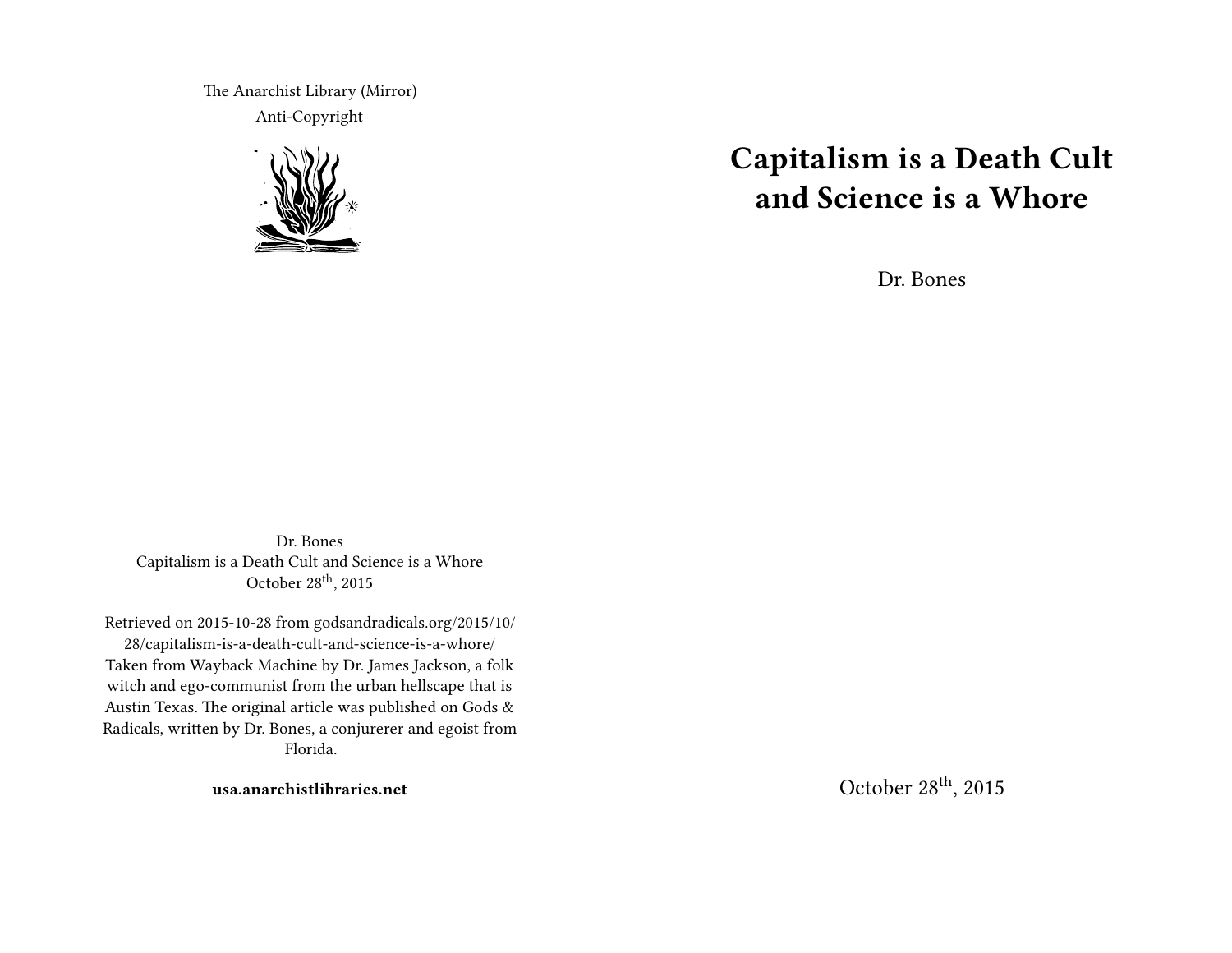The Anarchist Library (Mirror)

Anti-Copyright

# Capitalism is a Death Cult and Science is a Whore

Dr. Bones

October 28th, 2015

Dr. Bones
Capitalism is a Death Cult and Science is a Whore
October 28th, 2015

Retrieved on 2015-10-28 from godsandradicals.org/2015/10/28/capitalism-is-a-death-cult-and-science-is-a-whore/
Taken from Wayback Machine by Dr. James Jackson, a folk witch and ego-communist from the urban hellscape that is Austin Texas. The original article was published on Gods & Radicals, written by Dr. Bones, a conjurerer and egoist from Florida.

**usa.anarchistlibraries.net**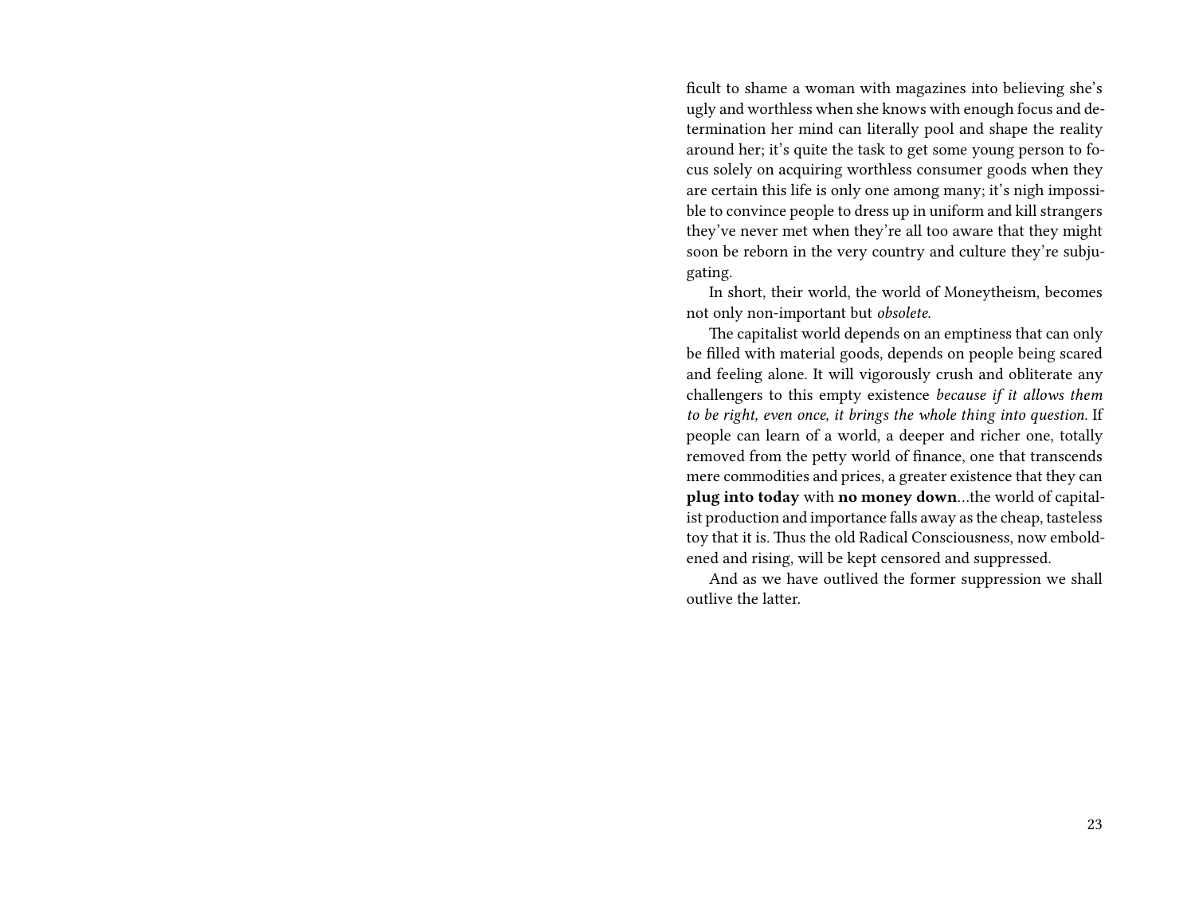ficult to shame a woman with magazines into believing she's ugly and worthless when she knows with enough focus and determination her mind can literally pool and shape the reality around her; it's quite the task to get some young person to focus solely on acquiring worthless consumer goods when they are certain this life is only one among many; it's nigh impossible to convince people to dress up in uniform and kill strangers they've never met when they're all too aware that they might soon be reborn in the very country and culture they're subjugating.

In short, their world, the world of Moneytheism, becomes not only non-important but *obsolete*.

The capitalist world depends on an emptiness that can only be filled with material goods, depends on people being scared and feeling alone. It will vigorously crush and obliterate any challengers to this empty existence *because if it allows them to be right, even once, it brings the whole thing into question.* If people can learn of a world, a deeper and richer one, totally removed from the petty world of finance, one that transcends mere commodities and prices, a greater existence that they can **plug into today** with **no money down**…the world of capitalist production and importance falls away as the cheap, tasteless toy that it is. Thus the old Radical Consciousness, now emboldened and rising, will be kept censored and suppressed.

And as we have outlived the former suppression we shall outlive the latter.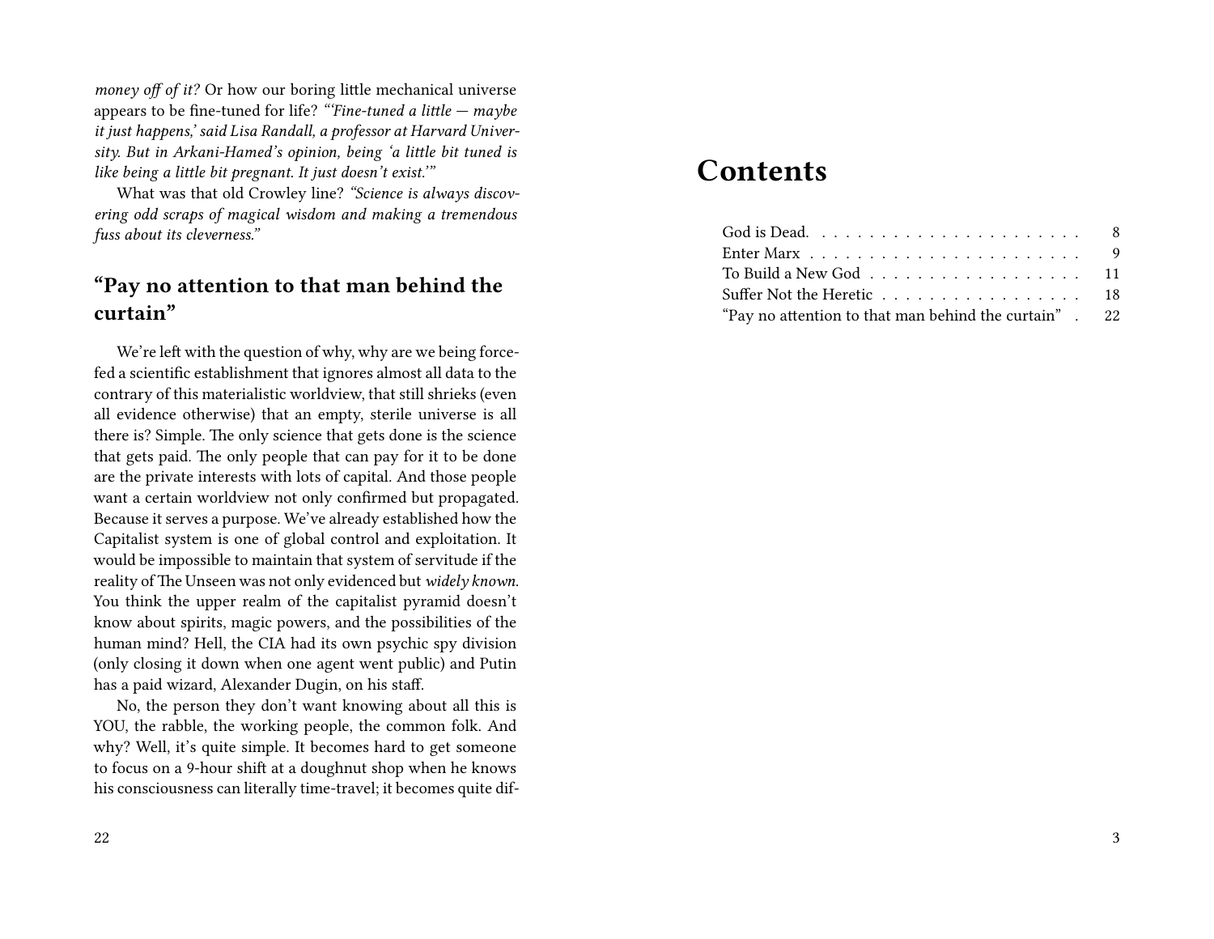*money off of it?* Or how our boring little mechanical universe appears to be fine-tuned for life? *"'Fine-tuned a little — maybe it just happens,' said Lisa Randall, a professor at Harvard University. But in Arkani-Hamed's opinion, being 'a little bit tuned is like being a little bit pregnant. It just doesn't exist.'"*

What was that old Crowley line? *"Science is always discovering odd scraps of magical wisdom and making a tremendous fuss about its cleverness."*

## "Pay no attention to that man behind the curtain"

We're left with the question of why, why are we being force-fed a scientific establishment that ignores almost all data to the contrary of this materialistic worldview, that still shrieks (even all evidence otherwise) that an empty, sterile universe is all there is? Simple. The only science that gets done is the science that gets paid. The only people that can pay for it to be done are the private interests with lots of capital. And those people want a certain worldview not only confirmed but propagated. Because it serves a purpose. We've already established how the Capitalist system is one of global control and exploitation. It would be impossible to maintain that system of servitude if the reality of The Unseen was not only evidenced but *widely known.* You think the upper realm of the capitalist pyramid doesn't know about spirits, magic powers, and the possibilities of the human mind? Hell, the CIA had its own psychic spy division (only closing it down when one agent went public) and Putin has a paid wizard, Alexander Dugin, on his staff.

No, the person they don't want knowing about all this is YOU, the rabble, the working people, the common folk. And why? Well, it's quite simple. It becomes hard to get someone to focus on a 9-hour shift at a doughnut shop when he knows his consciousness can literally time-travel; it becomes quite dif-

# Contents

- God is Dead. . . . 8
- Enter Marx . . . . 9
- To Build a New God . . . . 11
- Suffer Not the Heretic . . . . 18
- "Pay no attention to that man behind the curtain" . . . . 22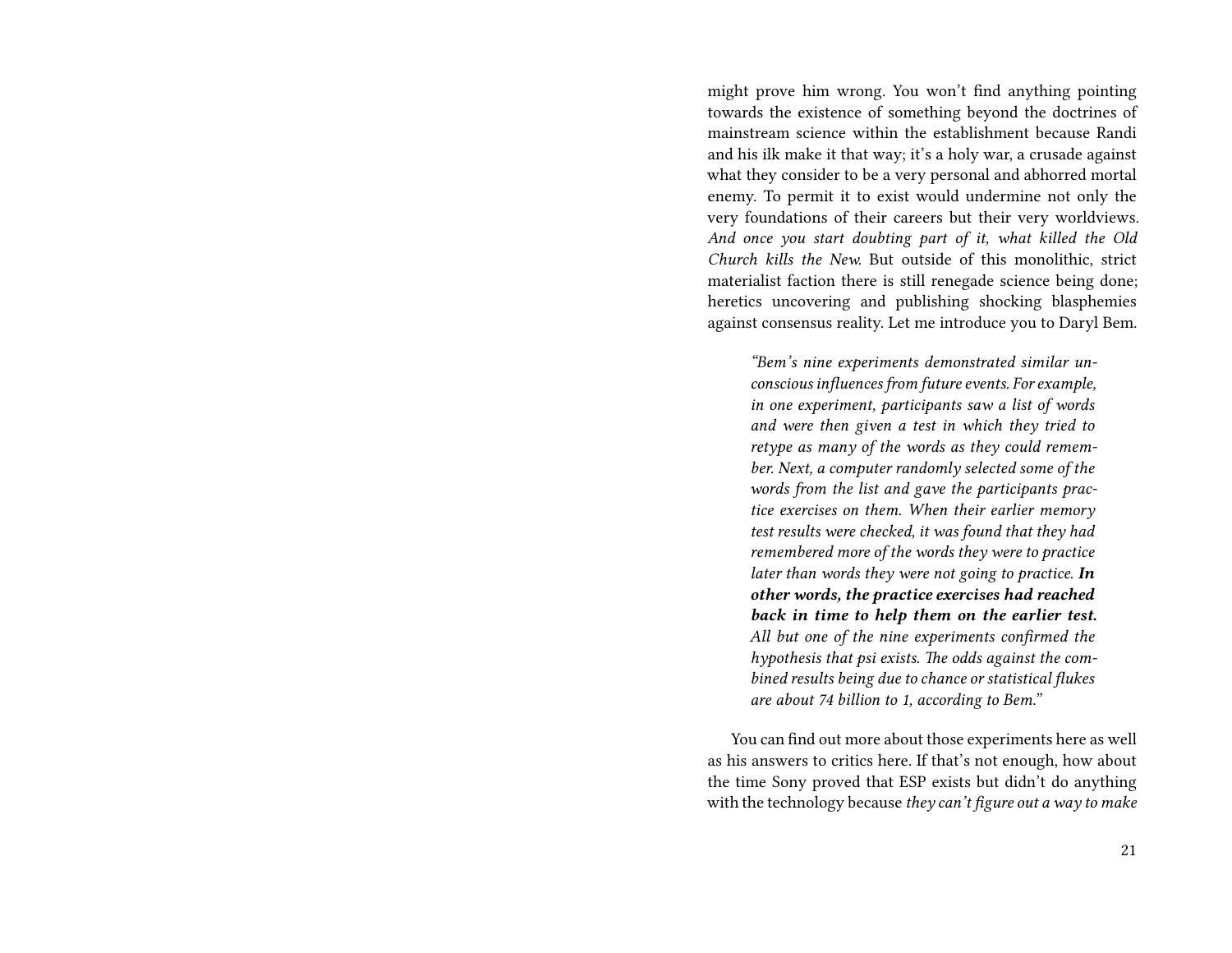might prove him wrong. You won't find anything pointing towards the existence of something beyond the doctrines of mainstream science within the establishment because Randi and his ilk make it that way; it's a holy war, a crusade against what they consider to be a very personal and abhorred mortal enemy. To permit it to exist would undermine not only the very foundations of their careers but their very worldviews. *And once you start doubting part of it, what killed the Old Church kills the New.* But outside of this monolithic, strict materialist faction there is still renegade science being done; heretics uncovering and publishing shocking blasphemies against consensus reality. Let me introduce you to Daryl Bem.

> *"Bem's nine experiments demonstrated similar unconscious influences from future events. For example, in one experiment, participants saw a list of words and were then given a test in which they tried to retype as many of the words as they could remember. Next, a computer randomly selected some of the words from the list and gave the participants practice exercises on them. When their earlier memory test results were checked, it was found that they had remembered more of the words they were to practice later than words they were not going to practice.* ***In other words, the practice exercises had reached back in time to help them on the earlier test.*** *All but one of the nine experiments confirmed the hypothesis that psi exists. The odds against the combined results being due to chance or statistical flukes are about 74 billion to 1, according to Bem."*

You can find out more about those experiments here as well as his answers to critics here. If that's not enough, how about the time Sony proved that ESP exists but didn't do anything with the technology because *they can't figure out a way to make*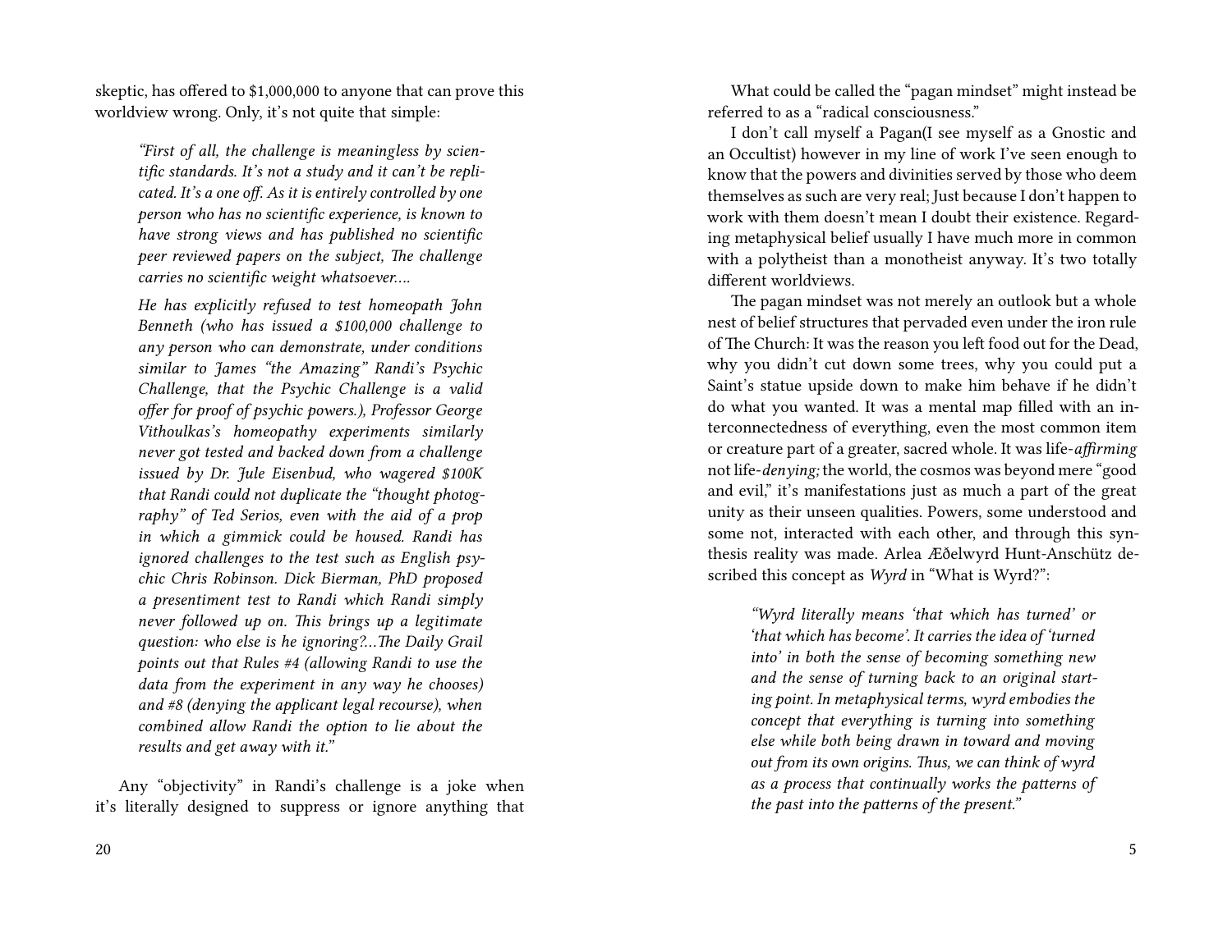skeptic, has offered to $1,000,000 to anyone that can prove this worldview wrong. Only, it's not quite that simple:

> *"First of all, the challenge is meaningless by scientific standards. It's not a study and it can't be replicated. It's a one off. As it is entirely controlled by one person who has no scientific experience, is known to have strong views and has published no scientific peer reviewed papers on the subject, The challenge carries no scientific weight whatsoever….*
>
> *He has explicitly refused to test homeopath John Benneth (who has issued a $100,000 challenge to any person who can demonstrate, under conditions similar to James "the Amazing" Randi's Psychic Challenge, that the Psychic Challenge is a valid offer for proof of psychic powers.), Professor George Vithoulkas's homeopathy experiments similarly never got tested and backed down from a challenge issued by Dr. Jule Eisenbud, who wagered $100K that Randi could not duplicate the "thought photography" of Ted Serios, even with the aid of a prop in which a gimmick could be housed. Randi has ignored challenges to the test such as English psychic Chris Robinson. Dick Bierman, PhD proposed a presentiment test to Randi which Randi simply never followed up on. This brings up a legitimate question: who else is he ignoring?…The Daily Grail points out that Rules #4 (allowing Randi to use the data from the experiment in any way he chooses) and #8 (denying the applicant legal recourse), when combined allow Randi the option to lie about the results and get away with it."*

Any "objectivity" in Randi's challenge is a joke when it's literally designed to suppress or ignore anything that

What could be called the "pagan mindset" might instead be referred to as a "radical consciousness."

I don't call myself a Pagan(I see myself as a Gnostic and an Occultist) however in my line of work I've seen enough to know that the powers and divinities served by those who deem themselves as such are very real; Just because I don't happen to work with them doesn't mean I doubt their existence. Regarding metaphysical belief usually I have much more in common with a polytheist than a monotheist anyway. It's two totally different worldviews.

The pagan mindset was not merely an outlook but a whole nest of belief structures that pervaded even under the iron rule of The Church: It was the reason you left food out for the Dead, why you didn't cut down some trees, why you could put a Saint's statue upside down to make him behave if he didn't do what you wanted. It was a mental map filled with an interconnectedness of everything, even the most common item or creature part of a greater, sacred whole. It was life-*affirming* not life-*denying;* the world, the cosmos was beyond mere "good and evil," it's manifestations just as much a part of the great unity as their unseen qualities. Powers, some understood and some not, interacted with each other, and through this synthesis reality was made. Arlea Æðelwyrd Hunt-Anschütz described this concept as *Wyrd* in "What is Wyrd?":

> *"Wyrd literally means 'that which has turned' or 'that which has become'. It carries the idea of 'turned into' in both the sense of becoming something new and the sense of turning back to an original starting point. In metaphysical terms, wyrd embodies the concept that everything is turning into something else while both being drawn in toward and moving out from its own origins. Thus, we can think of wyrd as a process that continually works the patterns of the past into the patterns of the present."*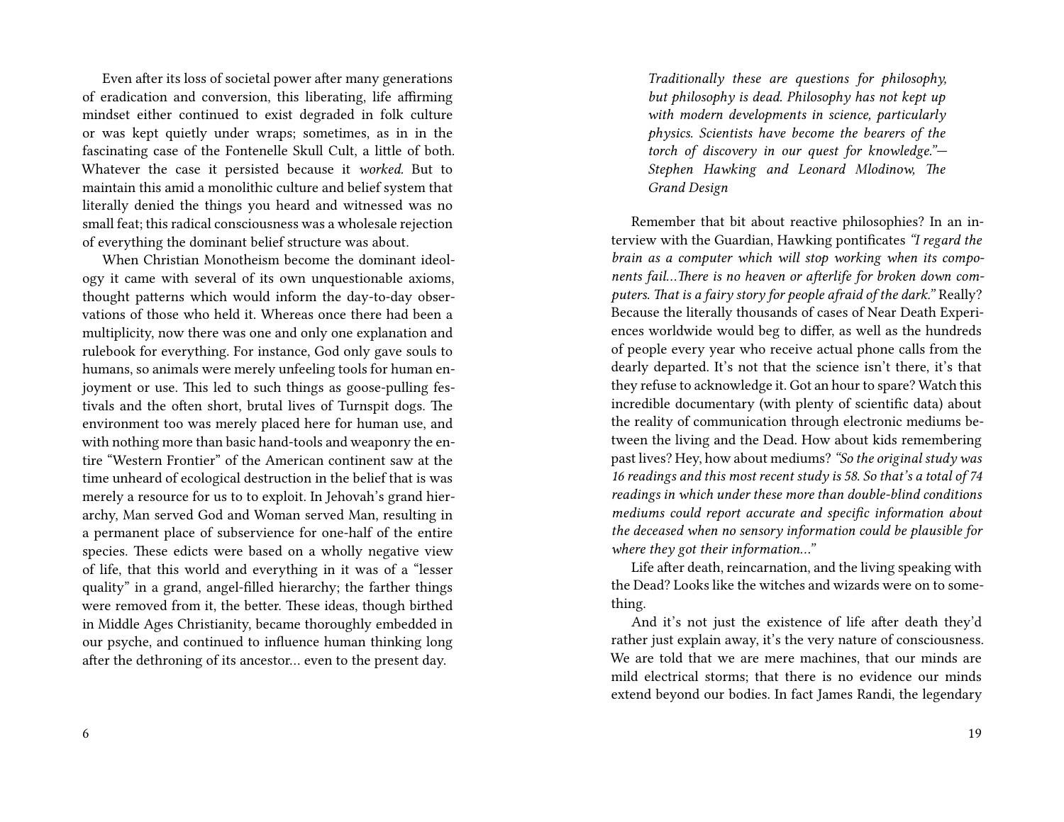Even after its loss of societal power after many generations of eradication and conversion, this liberating, life affirming mindset either continued to exist degraded in folk culture or was kept quietly under wraps; sometimes, as in in the fascinating case of the Fontenelle Skull Cult, a little of both. Whatever the case it persisted because it *worked*. But to maintain this amid a monolithic culture and belief system that literally denied the things you heard and witnessed was no small feat; this radical consciousness was a wholesale rejection of everything the dominant belief structure was about.

When Christian Monotheism become the dominant ideology it came with several of its own unquestionable axioms, thought patterns which would inform the day-to-day observations of those who held it. Whereas once there had been a multiplicity, now there was one and only one explanation and rulebook for everything. For instance, God only gave souls to humans, so animals were merely unfeeling tools for human enjoyment or use. This led to such things as goose-pulling festivals and the often short, brutal lives of Turnspit dogs. The environment too was merely placed here for human use, and with nothing more than basic hand-tools and weaponry the entire "Western Frontier" of the American continent saw at the time unheard of ecological destruction in the belief that is was merely a resource for us to to exploit. In Jehovah's grand hierarchy, Man served God and Woman served Man, resulting in a permanent place of subservience for one-half of the entire species. These edicts were based on a wholly negative view of life, that this world and everything in it was of a "lesser quality" in a grand, angel-filled hierarchy; the farther things were removed from it, the better. These ideas, though birthed in Middle Ages Christianity, became thoroughly embedded in our psyche, and continued to influence human thinking long after the dethroning of its ancestor… even to the present day.

> *Traditionally these are questions for philosophy, but philosophy is dead. Philosophy has not kept up with modern developments in science, particularly physics. Scientists have become the bearers of the torch of discovery in our quest for knowledge."— Stephen Hawking and Leonard Mlodinow, The Grand Design*

Remember that bit about reactive philosophies? In an interview with the Guardian, Hawking pontificates *"I regard the brain as a computer which will stop working when its components fail…There is no heaven or afterlife for broken down computers. That is a fairy story for people afraid of the dark."* Really? Because the literally thousands of cases of Near Death Experiences worldwide would beg to differ, as well as the hundreds of people every year who receive actual phone calls from the dearly departed. It's not that the science isn't there, it's that they refuse to acknowledge it. Got an hour to spare? Watch this incredible documentary (with plenty of scientific data) about the reality of communication through electronic mediums between the living and the Dead. How about kids remembering past lives? Hey, how about mediums? *"So the original study was 16 readings and this most recent study is 58. So that's a total of 74 readings in which under these more than double-blind conditions mediums could report accurate and specific information about the deceased when no sensory information could be plausible for where they got their information…"*

Life after death, reincarnation, and the living speaking with the Dead? Looks like the witches and wizards were on to something.

And it's not just the existence of life after death they'd rather just explain away, it's the very nature of consciousness. We are told that we are mere machines, that our minds are mild electrical storms; that there is no evidence our minds extend beyond our bodies. In fact James Randi, the legendary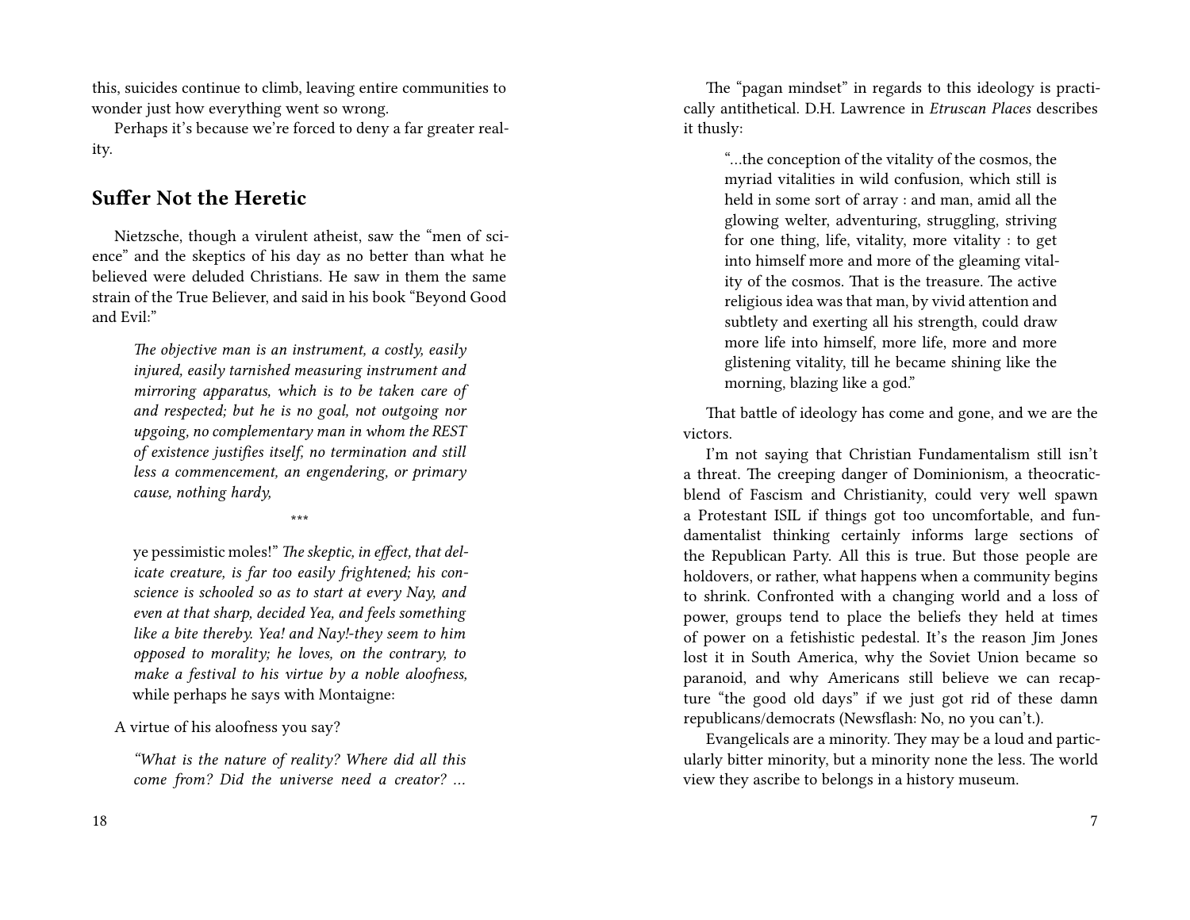this, suicides continue to climb, leaving entire communities to wonder just how everything went so wrong.

Perhaps it's because we're forced to deny a far greater reality.

## Suffer Not the Heretic

Nietzsche, though a virulent atheist, saw the "men of science" and the skeptics of his day as no better than what he believed were deluded Christians. He saw in them the same strain of the True Believer, and said in his book "Beyond Good and Evil:"

> *The objective man is an instrument, a costly, easily injured, easily tarnished measuring instrument and mirroring apparatus, which is to be taken care of and respected; but he is no goal, not outgoing nor upgoing, no complementary man in whom the REST of existence justifies itself, no termination and still less a commencement, an engendering, or primary cause, nothing hardy,*
>
> \*\*\*
>
> ye pessimistic moles!" *The skeptic, in effect, that delicate creature, is far too easily frightened; his conscience is schooled so as to start at every Nay, and even at that sharp, decided Yea, and feels something like a bite thereby. Yea! and Nay!-they seem to him opposed to morality; he loves, on the contrary, to make a festival to his virtue by a noble aloofness,* while perhaps he says with Montaigne:

A virtue of his aloofness you say?

> *"What is the nature of reality? Where did all this come from? Did the universe need a creator? …*

The "pagan mindset" in regards to this ideology is practically antithetical. D.H. Lawrence in *Etruscan Places* describes it thusly:

> "…the conception of the vitality of the cosmos, the myriad vitalities in wild confusion, which still is held in some sort of array : and man, amid all the glowing welter, adventuring, struggling, striving for one thing, life, vitality, more vitality : to get into himself more and more of the gleaming vitality of the cosmos. That is the treasure. The active religious idea was that man, by vivid attention and subtlety and exerting all his strength, could draw more life into himself, more life, more and more glistening vitality, till he became shining like the morning, blazing like a god."

That battle of ideology has come and gone, and we are the victors.

I'm not saying that Christian Fundamentalism still isn't a threat. The creeping danger of Dominionism, a theocratic-blend of Fascism and Christianity, could very well spawn a Protestant ISIL if things got too uncomfortable, and fundamentalist thinking certainly informs large sections of the Republican Party. All this is true. But those people are holdovers, or rather, what happens when a community begins to shrink. Confronted with a changing world and a loss of power, groups tend to place the beliefs they held at times of power on a fetishistic pedestal. It's the reason Jim Jones lost it in South America, why the Soviet Union became so paranoid, and why Americans still believe we can recapture "the good old days" if we just got rid of these damn republicans/democrats (Newsflash: No, no you can't.).

Evangelicals are a minority. They may be a loud and particularly bitter minority, but a minority none the less. The world view they ascribe to belongs in a history museum.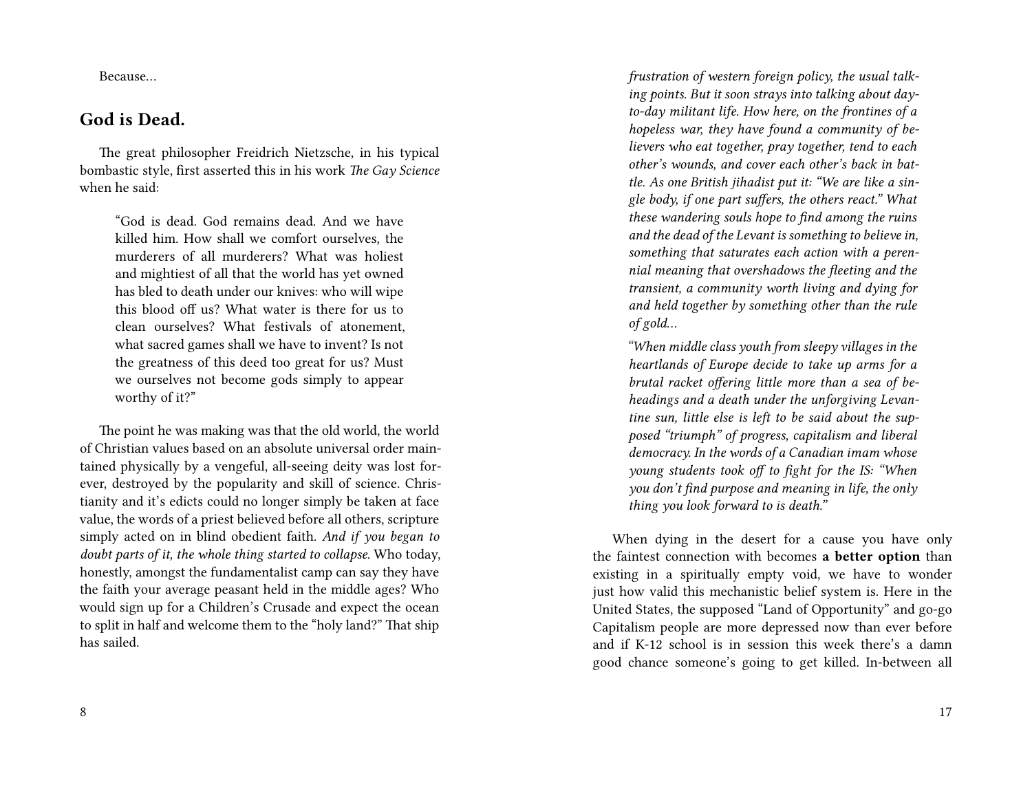Because…

## God is Dead.

The great philosopher Freidrich Nietzsche, in his typical bombastic style, first asserted this in his work *The Gay Science* when he said:

> "God is dead. God remains dead. And we have killed him. How shall we comfort ourselves, the murderers of all murderers? What was holiest and mightiest of all that the world has yet owned has bled to death under our knives: who will wipe this blood off us? What water is there for us to clean ourselves? What festivals of atonement, what sacred games shall we have to invent? Is not the greatness of this deed too great for us? Must we ourselves not become gods simply to appear worthy of it?"

The point he was making was that the old world, the world of Christian values based on an absolute universal order maintained physically by a vengeful, all-seeing deity was lost forever, destroyed by the popularity and skill of science. Christianity and it's edicts could no longer simply be taken at face value, the words of a priest believed before all others, scripture simply acted on in blind obedient faith. *And if you began to doubt parts of it, the whole thing started to collapse.* Who today, honestly, amongst the fundamentalist camp can say they have the faith your average peasant held in the middle ages? Who would sign up for a Children's Crusade and expect the ocean to split in half and welcome them to the "holy land?" That ship has sailed.

> *frustration of western foreign policy, the usual talking points. But it soon strays into talking about day-to-day militant life. How here, on the frontines of a hopeless war, they have found a community of believers who eat together, pray together, tend to each other's wounds, and cover each other's back in battle. As one British jihadist put it: "We are like a single body, if one part suffers, the others react." What these wandering souls hope to find among the ruins and the dead of the Levant is something to believe in, something that saturates each action with a perennial meaning that overshadows the fleeting and the transient, a community worth living and dying for and held together by something other than the rule of gold…*
>
> *"When middle class youth from sleepy villages in the heartlands of Europe decide to take up arms for a brutal racket offering little more than a sea of beheadings and a death under the unforgiving Levantine sun, little else is left to be said about the supposed "triumph" of progress, capitalism and liberal democracy. In the words of a Canadian imam whose young students took off to fight for the IS: "When you don't find purpose and meaning in life, the only thing you look forward to is death."*

When dying in the desert for a cause you have only the faintest connection with becomes **a better option** than existing in a spiritually empty void, we have to wonder just how valid this mechanistic belief system is. Here in the United States, the supposed "Land of Opportunity" and go-go Capitalism people are more depressed now than ever before and if K-12 school is in session this week there's a damn good chance someone's going to get killed. In-between all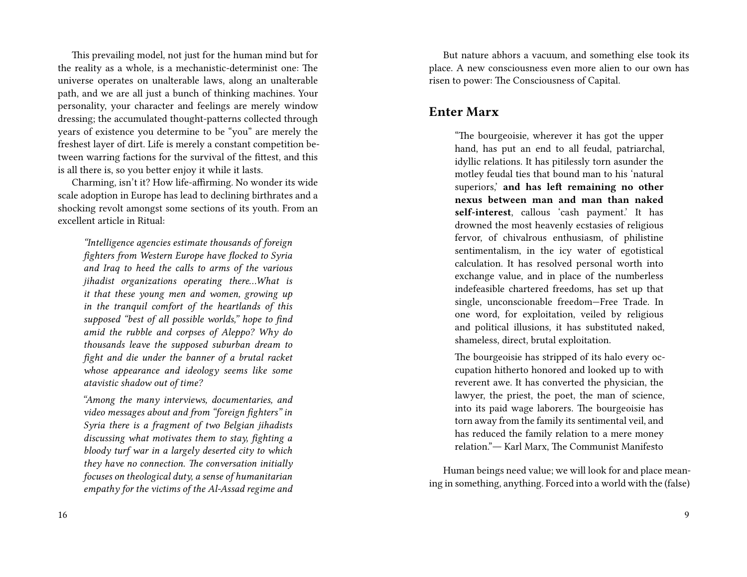This prevailing model, not just for the human mind but for the reality as a whole, is a mechanistic-determinist one: The universe operates on unalterable laws, along an unalterable path, and we are all just a bunch of thinking machines. Your personality, your character and feelings are merely window dressing; the accumulated thought-patterns collected through years of existence you determine to be "you" are merely the freshest layer of dirt. Life is merely a constant competition between warring factions for the survival of the fittest, and this is all there is, so you better enjoy it while it lasts.

Charming, isn't it? How life-affirming. No wonder its wide scale adoption in Europe has lead to declining birthrates and a shocking revolt amongst some sections of its youth. From an excellent article in Ritual:

> *"Intelligence agencies estimate thousands of foreign fighters from Western Europe have flocked to Syria and Iraq to heed the calls to arms of the various jihadist organizations operating there…What is it that these young men and women, growing up in the tranquil comfort of the heartlands of this supposed "best of all possible worlds," hope to find amid the rubble and corpses of Aleppo? Why do thousands leave the supposed suburban dream to fight and die under the banner of a brutal racket whose appearance and ideology seems like some atavistic shadow out of time?*
>
> *"Among the many interviews, documentaries, and video messages about and from "foreign fighters" in Syria there is a fragment of two Belgian jihadists discussing what motivates them to stay, fighting a bloody turf war in a largely deserted city to which they have no connection. The conversation initially focuses on theological duty, a sense of humanitarian empathy for the victims of the Al-Assad regime and*

But nature abhors a vacuum, and something else took its place. A new consciousness even more alien to our own has risen to power: The Consciousness of Capital.

## Enter Marx

> "The bourgeoisie, wherever it has got the upper hand, has put an end to all feudal, patriarchal, idyllic relations. It has pitilessly torn asunder the motley feudal ties that bound man to his 'natural superiors,' **and has left remaining no other nexus between man and man than naked self-interest**, callous 'cash payment.' It has drowned the most heavenly ecstasies of religious fervor, of chivalrous enthusiasm, of philistine sentimentalism, in the icy water of egotistical calculation. It has resolved personal worth into exchange value, and in place of the numberless indefeasible chartered freedoms, has set up that single, unconscionable freedom—Free Trade. In one word, for exploitation, veiled by religious and political illusions, it has substituted naked, shameless, direct, brutal exploitation.
>
> The bourgeoisie has stripped of its halo every occupation hitherto honored and looked up to with reverent awe. It has converted the physician, the lawyer, the priest, the poet, the man of science, into its paid wage laborers. The bourgeoisie has torn away from the family its sentimental veil, and has reduced the family relation to a mere money relation."— Karl Marx, The Communist Manifesto

Human beings need value; we will look for and place meaning in something, anything. Forced into a world with the (false)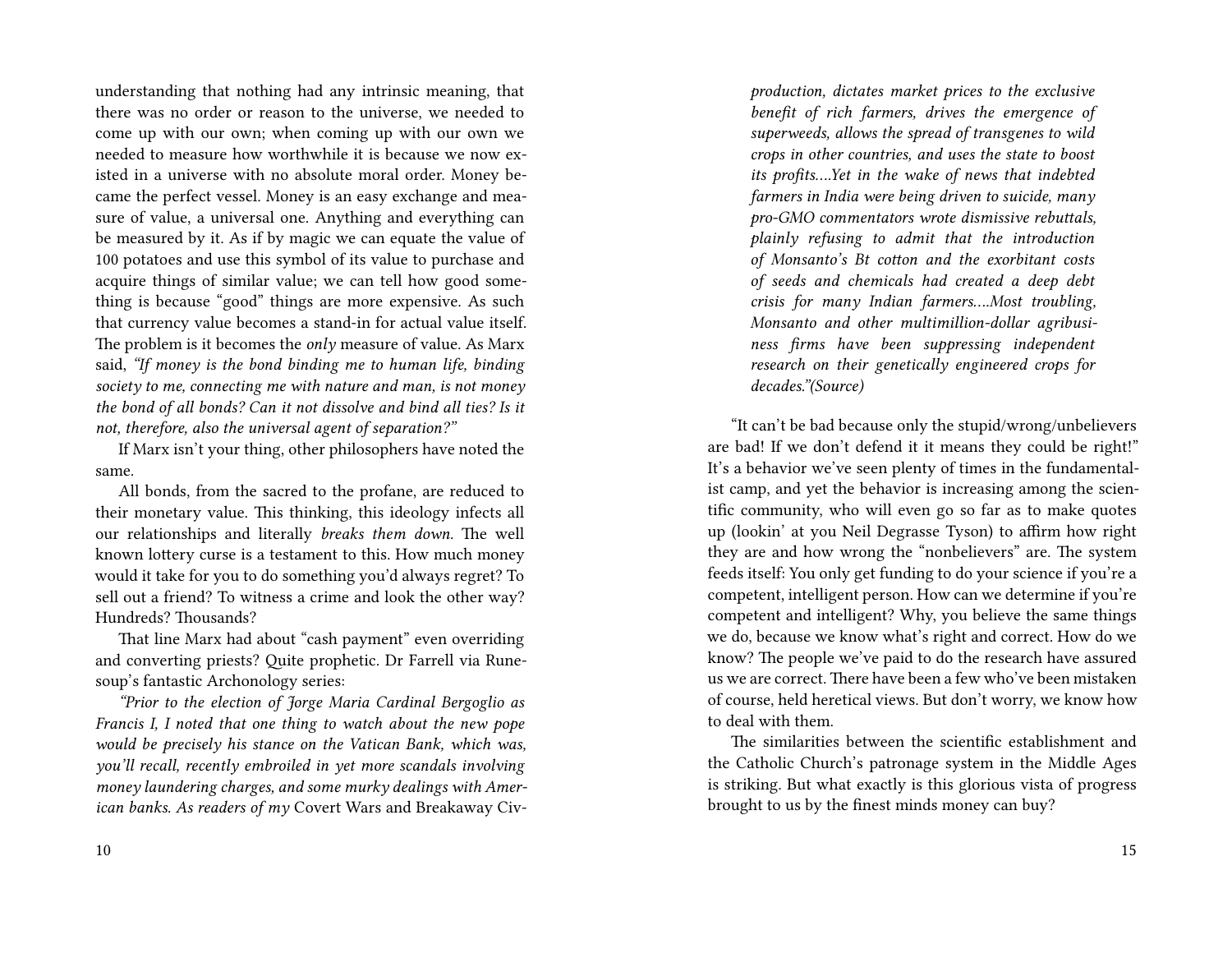understanding that nothing had any intrinsic meaning, that there was no order or reason to the universe, we needed to come up with our own; when coming up with our own we needed to measure how worthwhile it is because we now existed in a universe with no absolute moral order. Money became the perfect vessel. Money is an easy exchange and measure of value, a universal one. Anything and everything can be measured by it. As if by magic we can equate the value of 100 potatoes and use this symbol of its value to purchase and acquire things of similar value; we can tell how good something is because "good" things are more expensive. As such that currency value becomes a stand-in for actual value itself. The problem is it becomes the *only* measure of value. As Marx said, *"If money is the bond binding me to human life, binding society to me, connecting me with nature and man, is not money the bond of all bonds? Can it not dissolve and bind all ties? Is it not, therefore, also the universal agent of separation?"*

If Marx isn't your thing, other philosophers have noted the same.

All bonds, from the sacred to the profane, are reduced to their monetary value. This thinking, this ideology infects all our relationships and literally *breaks them down.* The well known lottery curse is a testament to this. How much money would it take for you to do something you'd always regret? To sell out a friend? To witness a crime and look the other way? Hundreds? Thousands?

That line Marx had about "cash payment" even overriding and converting priests? Quite prophetic. Dr Farrell via Runesoup's fantastic Archonology series:

*"Prior to the election of Jorge Maria Cardinal Bergoglio as Francis I, I noted that one thing to watch about the new pope would be precisely his stance on the Vatican Bank, which was, you'll recall, recently embroiled in yet more scandals involving money laundering charges, and some murky dealings with American banks. As readers of my* Covert Wars and Breakaway Civ-

*production, dictates market prices to the exclusive benefit of rich farmers, drives the emergence of superweeds, allows the spread of transgenes to wild crops in other countries, and uses the state to boost its profits….Yet in the wake of news that indebted farmers in India were being driven to suicide, many pro-GMO commentators wrote dismissive rebuttals, plainly refusing to admit that the introduction of Monsanto's Bt cotton and the exorbitant costs of seeds and chemicals had created a deep debt crisis for many Indian farmers….Most troubling, Monsanto and other multimillion-dollar agribusiness firms have been suppressing independent research on their genetically engineered crops for decades."(Source)*

"It can't be bad because only the stupid/wrong/unbelievers are bad! If we don't defend it it means they could be right!" It's a behavior we've seen plenty of times in the fundamentalist camp, and yet the behavior is increasing among the scientific community, who will even go so far as to make quotes up (lookin' at you Neil Degrasse Tyson) to affirm how right they are and how wrong the "nonbelievers" are. The system feeds itself: You only get funding to do your science if you're a competent, intelligent person. How can we determine if you're competent and intelligent? Why, you believe the same things we do, because we know what's right and correct. How do we know? The people we've paid to do the research have assured us we are correct. There have been a few who've been mistaken of course, held heretical views. But don't worry, we know how to deal with them.

The similarities between the scientific establishment and the Catholic Church's patronage system in the Middle Ages is striking. But what exactly is this glorious vista of progress brought to us by the finest minds money can buy?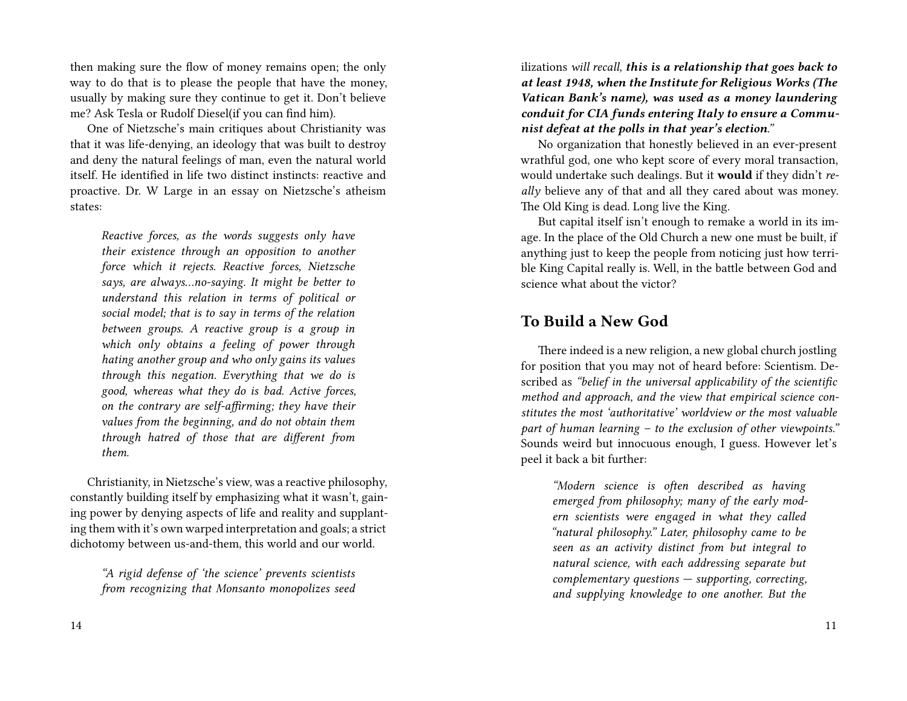then making sure the flow of money remains open; the only way to do that is to please the people that have the money, usually by making sure they continue to get it. Don't believe me? Ask Tesla or Rudolf Diesel(if you can find him).

One of Nietzsche's main critiques about Christianity was that it was life-denying, an ideology that was built to destroy and deny the natural feelings of man, even the natural world itself. He identified in life two distinct instincts: reactive and proactive. Dr. W Large in an essay on Nietzsche's atheism states:

> *Reactive forces, as the words suggests only have their existence through an opposition to another force which it rejects. Reactive forces, Nietzsche says, are always…no-saying. It might be better to understand this relation in terms of political or social model; that is to say in terms of the relation between groups. A reactive group is a group in which only obtains a feeling of power through hating another group and who only gains its values through this negation. Everything that we do is good, whereas what they do is bad. Active forces, on the contrary are self-affirming; they have their values from the beginning, and do not obtain them through hatred of those that are different from them.*

Christianity, in Nietzsche's view, was a reactive philosophy, constantly building itself by emphasizing what it wasn't, gaining power by denying aspects of life and reality and supplanting them with it's own warped interpretation and goals; a strict dichotomy between us-and-them, this world and our world.

> *"A rigid defense of 'the science' prevents scientists from recognizing that Monsanto monopolizes seed*

ilizations *will recall,* ***this is a relationship that goes back to at least 1948, when the Institute for Religious Works (The Vatican Bank's name), was used as a money laundering conduit for CIA funds entering Italy to ensure a Communist defeat at the polls in that year's election.****"*

No organization that honestly believed in an ever-present wrathful god, one who kept score of every moral transaction, would undertake such dealings. But it **would** if they didn't *really* believe any of that and all they cared about was money. The Old King is dead. Long live the King.

But capital itself isn't enough to remake a world in its image. In the place of the Old Church a new one must be built, if anything just to keep the people from noticing just how terrible King Capital really is. Well, in the battle between God and science what about the victor?

## To Build a New God

There indeed is a new religion, a new global church jostling for position that you may not of heard before: Scientism. Described as *"belief in the universal applicability of the scientific method and approach, and the view that empirical science constitutes the most 'authoritative' worldview or the most valuable part of human learning – to the exclusion of other viewpoints."* Sounds weird but innocuous enough, I guess. However let's peel it back a bit further:

> *"Modern science is often described as having emerged from philosophy; many of the early modern scientists were engaged in what they called "natural philosophy." Later, philosophy came to be seen as an activity distinct from but integral to natural science, with each addressing separate but complementary questions — supporting, correcting, and supplying knowledge to one another. But the*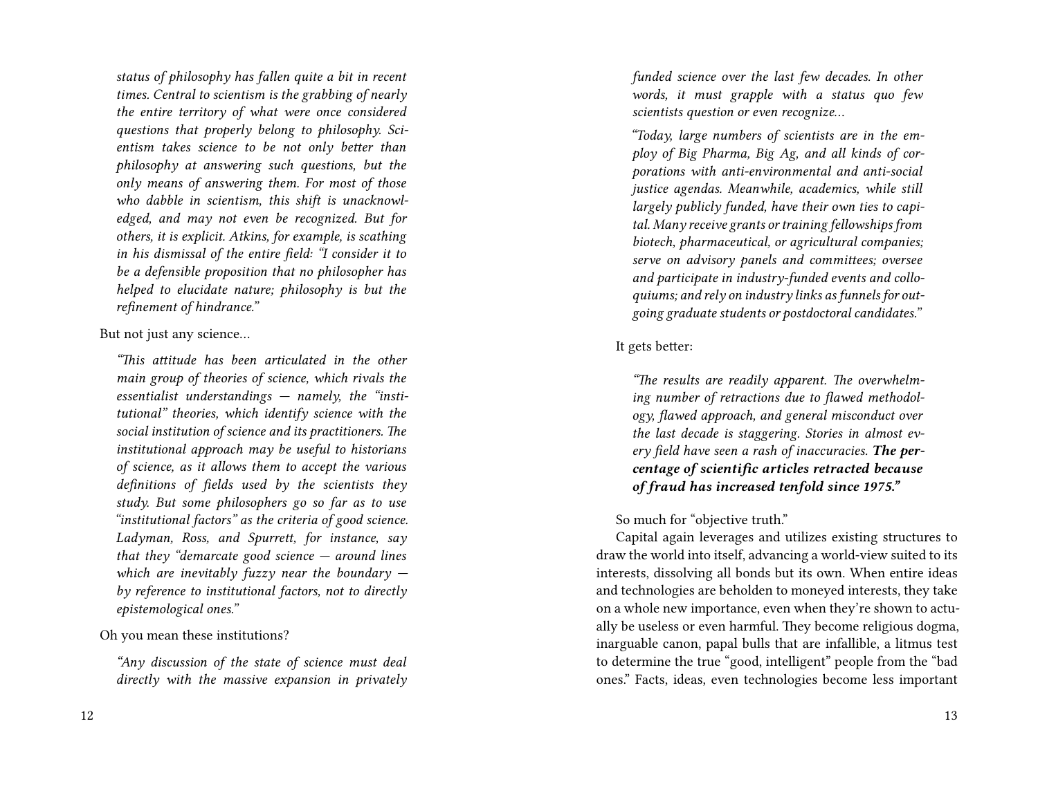*status of philosophy has fallen quite a bit in recent times. Central to scientism is the grabbing of nearly the entire territory of what were once considered questions that properly belong to philosophy. Scientism takes science to be not only better than philosophy at answering such questions, but the only means of answering them. For most of those who dabble in scientism, this shift is unacknowledged, and may not even be recognized. But for others, it is explicit. Atkins, for example, is scathing in his dismissal of the entire field: "I consider it to be a defensible proposition that no philosopher has helped to elucidate nature; philosophy is but the refinement of hindrance."*

But not just any science…

*"This attitude has been articulated in the other main group of theories of science, which rivals the essentialist understandings — namely, the "institutional" theories, which identify science with the social institution of science and its practitioners. The institutional approach may be useful to historians of science, as it allows them to accept the various definitions of fields used by the scientists they study. But some philosophers go so far as to use "institutional factors" as the criteria of good science. Ladyman, Ross, and Spurrett, for instance, say that they "demarcate good science — around lines which are inevitably fuzzy near the boundary — by reference to institutional factors, not to directly epistemological ones."*

Oh you mean these institutions?

*"Any discussion of the state of science must deal directly with the massive expansion in privately funded science over the last few decades. In other words, it must grapple with a status quo few scientists question or even recognize…*

*"Today, large numbers of scientists are in the employ of Big Pharma, Big Ag, and all kinds of corporations with anti-environmental and anti-social justice agendas. Meanwhile, academics, while still largely publicly funded, have their own ties to capital. Many receive grants or training fellowships from biotech, pharmaceutical, or agricultural companies; serve on advisory panels and committees; oversee and participate in industry-funded events and colloquiums; and rely on industry links as funnels for outgoing graduate students or postdoctoral candidates."*

It gets better:

*"The results are readily apparent. The overwhelming number of retractions due to flawed methodology, flawed approach, and general misconduct over the last decade is staggering. Stories in almost every field have seen a rash of inaccuracies.* ***The percentage of scientific articles retracted because of fraud has increased tenfold since 1975."***

So much for "objective truth."

Capital again leverages and utilizes existing structures to draw the world into itself, advancing a world-view suited to its interests, dissolving all bonds but its own. When entire ideas and technologies are beholden to moneyed interests, they take on a whole new importance, even when they're shown to actually be useless or even harmful. They become religious dogma, inarguable canon, papal bulls that are infallible, a litmus test to determine the true "good, intelligent" people from the "bad ones." Facts, ideas, even technologies become less important